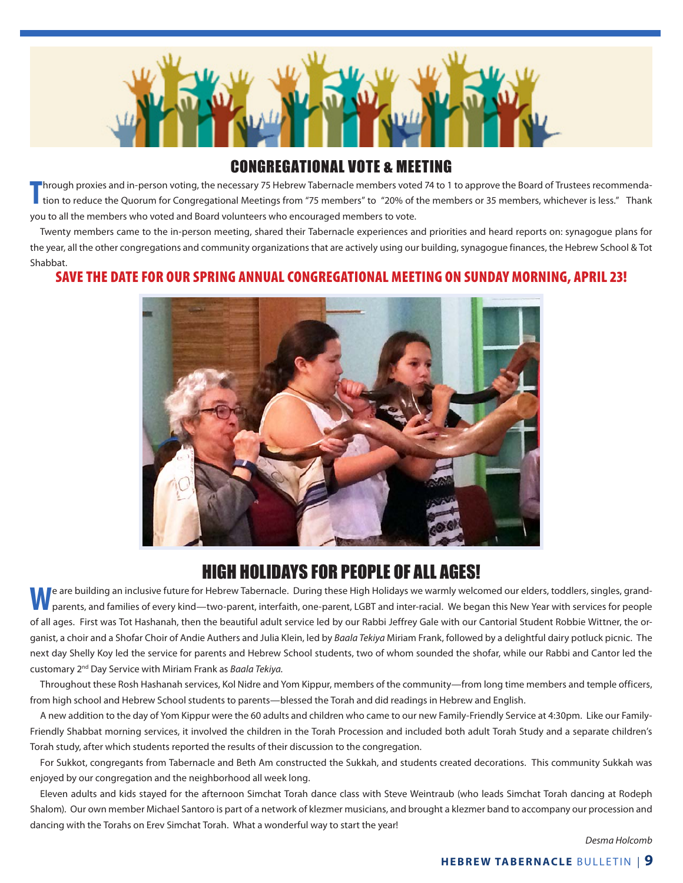## CONGREGATIONAL VOTE & MEETING

Through proxies and in-person voting, the necessary 75 Hebrew Tabernacle members voted 74 to 1 to approve the Board of Trustees recommendation to reduce the Quorum for Congregational Meetings from "75 members" to "20% of the members or 35 members, whichever is less." Thank you to all the members who voted and Board volunteers who encouraged members to vote.

Twenty members came to the in-person meeting, shared their Tabernacle experiences and priorities and heard reports on: synagogue plans for the year, all the other congregations and community organizations that are actively using our building, synagogue finances, the Hebrew School & Tot Shabbat.

**SAVE THE DATE FOR OUR SPRING ANNUAL CONGREGATIONAL MEETING ON SUNDAY MORNING, APRIL 23!**

## HIGH HOLIDAYS FOR PEOPLE OF ALL AGES!

We are building an inclusive future for Hebrew Tabernacle. During these High Holidays we warmly welcomed our elders, toddlers, singles, grandparents, and families of every kind—two-parent, interfaith, one-parent, LGBT and inter-racial. We began this New Year with services for people of all ages. First was Tot Hashanah, then the beautiful adult service led by our Rabbi Jeffrey Gale with our Cantorial Student Robbie Wittner, the organist, a choir and a Shofar Choir of Andie Authers and Julia Klein, led by *Baala Tekiya* Miriam Frank, followed by a delightful dairy potluck picnic. The next day Shelly Koy led the service for parents and Hebrew School students, two of whom sounded the shofar, while our Rabbi and Cantor led the customary 2nd Day Service with Miriam Frank as *Baala Tekiya.*

Throughout these Rosh Hashanah services, Kol Nidre and Yom Kippur, members of the community—from long time members and temple officers, from high school and Hebrew School students to parents—blessed the Torah and did readings in Hebrew and English.

A new addition to the day of Yom Kippur were the 60 adults and children who came to our new Family-Friendly Service at 4:30pm. Like our Family-Friendly Shabbat morning services, it involved the children in the Torah Procession and included both adult Torah Study and a separate children's Torah study, after which students reported the results of their discussion to the congregation.

For Sukkot, congregants from Tabernacle and Beth Am constructed the Sukkah, and students created decorations. This community Sukkah was enjoyed by our congregation and the neighborhood all week long.

Eleven adults and kids stayed for the afternoon Simchat Torah dance class with Steve Weintraub (who leads Simchat Torah dancing at Rodeph Shalom). Our own member Michael Santoro is part of a network of klezmer musicians, and brought a klezmer band to accompany our procession and dancing with the Torahs on Erev Simchat Torah. What a wonderful way to start the year!

*Desma Holcomb*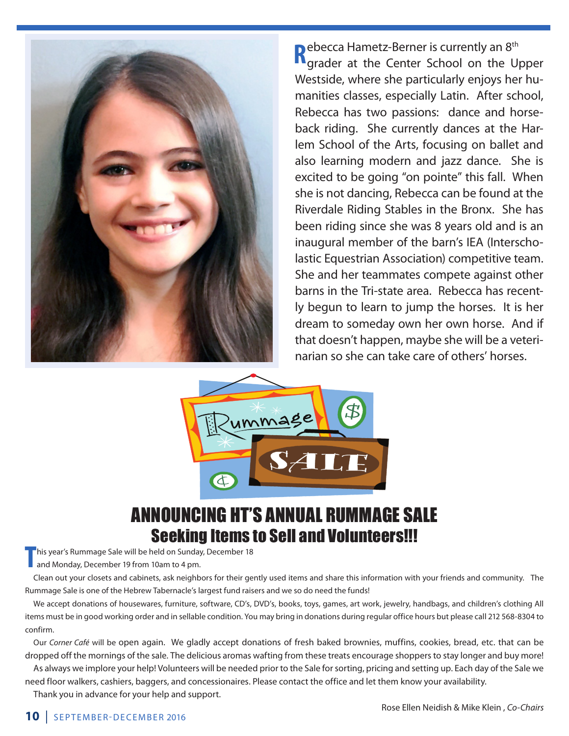Rebecca Hametz-Berner is currently an 8th grader at the Center School on the Upper Westside, where she particularly enjoys her humanities classes, especially Latin. After school, Rebecca has two passions: dance and horseback riding. She currently dances at the Harlem School of the Arts, focusing on ballet and also learning modern and jazz dance. She is excited to be going "on pointe" this fall. When she is not dancing, Rebecca can be found at the Riverdale Riding Stables in the Bronx. She has been riding since she was 8 years old and is an inaugural member of the barn's IEA (Interscholastic Equestrian Association) competitive team. She and her teammates compete against other barns in the Tri-state area. Rebecca has recently begun to learn to jump the horses. It is her dream to someday own her own horse. And if that doesn't happen, maybe she will be a veterinarian so she can take care of others' horses.

# ANNOUNCING HT'S ANNUAL RUMMAGE SALE

## Seeking Items to Sell and Volunteers!!!

This year's Rummage Sale will be held on Sunday, December 18 and Monday, December 19 from 10am to 4 pm.

Clean out your closets and cabinets, ask neighbors for their gently used items and share this information with your friends and community. The Rummage Sale is one of the Hebrew Tabernacle's largest fund raisers and we so do need the funds!

We accept donations of housewares, furniture, software, CD's, DVD's, books, toys, games, art work, jewelry, handbags, and children's clothing All items must be in good working order and in sellable condition. You may bring in donations during regular office hours but please call 212 568-8304 to confirm.

Our *Corner Café* will be open again. We gladly accept donations of fresh baked brownies, muffins, cookies, bread, etc. that can be dropped off the mornings of the sale. The delicious aromas wafting from these treats encourage shoppers to stay longer and buy more!

As always we implore your help! Volunteers will be needed prior to the Sale for sorting, pricing and setting up. Each day of the Sale we need floor walkers, cashiers, baggers, and concessionaires. Please contact the office and let them know your availability.

Thank you in advance for your help and support.

Rose Ellen Neidish & Mike Klein , *Co-Chairs*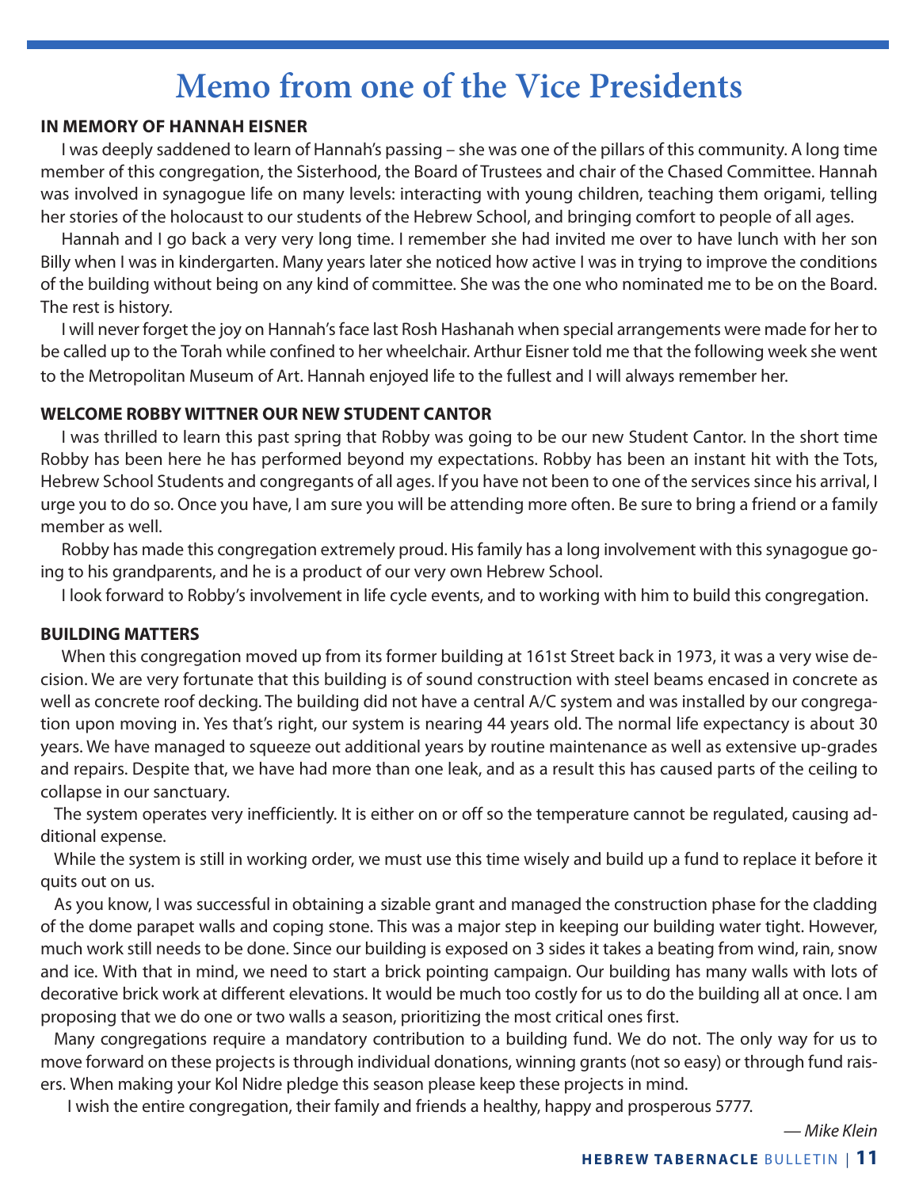# Memo from one of the Vice Presidents

**IN MEMORY OF HANNAH EISNER**

I was deeply saddened to learn of Hannah's passing – she was one of the pillars of this community. A long time member of this congregation, the Sisterhood, the Board of Trustees and chair of the Chased Committee. Hannah was involved in synagogue life on many levels: interacting with young children, teaching them origami, telling her stories of the holocaust to our students of the Hebrew School, and bringing comfort to people of all ages.

Hannah and I go back a very very long time. I remember she had invited me over to have lunch with her son Billy when I was in kindergarten. Many years later she noticed how active I was in trying to improve the conditions of the building without being on any kind of committee. She was the one who nominated me to be on the Board. The rest is history.

I will never forget the joy on Hannah's face last Rosh Hashanah when special arrangements were made for her to be called up to the Torah while confined to her wheelchair. Arthur Eisner told me that the following week she went to the Metropolitan Museum of Art. Hannah enjoyed life to the fullest and I will always remember her.

**WELCOME ROBBY WITTNER OUR NEW STUDENT CANTOR**

I was thrilled to learn this past spring that Robby was going to be our new Student Cantor. In the short time Robby has been here he has performed beyond my expectations. Robby has been an instant hit with the Tots, Hebrew School Students and congregants of all ages. If you have not been to one of the services since his arrival, I urge you to do so. Once you have, I am sure you will be attending more often. Be sure to bring a friend or a family member as well.

Robby has made this congregation extremely proud. His family has a long involvement with this synagogue going to his grandparents, and he is a product of our very own Hebrew School.

I look forward to Robby's involvement in life cycle events, and to working with him to build this congregation.

**BUILDING MATTERS**

When this congregation moved up from its former building at 161st Street back in 1973, it was a very wise decision. We are very fortunate that this building is of sound construction with steel beams encased in concrete as well as concrete roof decking. The building did not have a central A/C system and was installed by our congregation upon moving in. Yes that's right, our system is nearing 44 years old. The normal life expectancy is about 30 years. We have managed to squeeze out additional years by routine maintenance as well as extensive up-grades and repairs. Despite that, we have had more than one leak, and as a result this has caused parts of the ceiling to collapse in our sanctuary.

The system operates very inefficiently. It is either on or off so the temperature cannot be regulated, causing additional expense.

While the system is still in working order, we must use this time wisely and build up a fund to replace it before it quits out on us.

As you know, I was successful in obtaining a sizable grant and managed the construction phase for the cladding of the dome parapet walls and coping stone. This was a major step in keeping our building water tight. However, much work still needs to be done. Since our building is exposed on 3 sides it takes a beating from wind, rain, snow and ice. With that in mind, we need to start a brick pointing campaign. Our building has many walls with lots of decorative brick work at different elevations. It would be much too costly for us to do the building all at once. I am proposing that we do one or two walls a season, prioritizing the most critical ones first.

Many congregations require a mandatory contribution to a building fund. We do not. The only way for us to move forward on these projects is through individual donations, winning grants (not so easy) or through fund raisers. When making your Kol Nidre pledge this season please keep these projects in mind.

I wish the entire congregation, their family and friends a healthy, happy and prosperous 5777.

*— Mike Klein*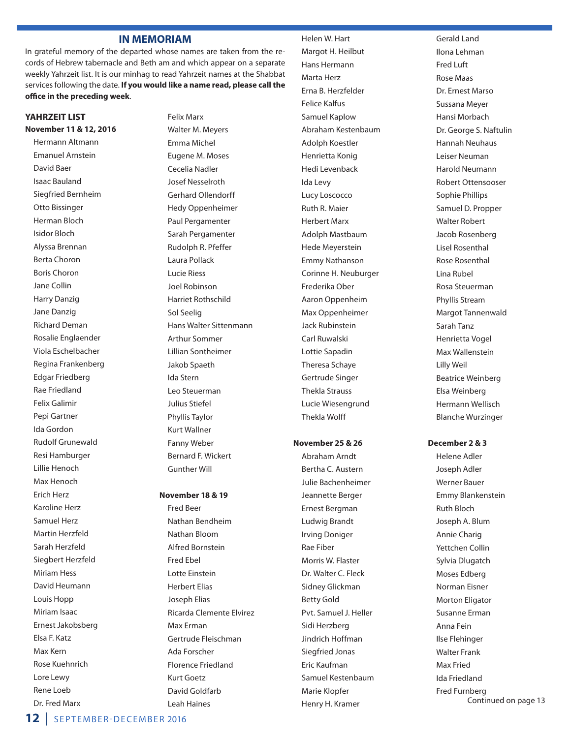## IN MEMORIAM

In grateful memory of the departed whose names are taken from the records of Hebrew tabernacle and Beth am and which appear on a separate weekly Yahrzeit list. It is our minhag to read Yahrzeit names at the Shabbat services following the date. **If you would like a name read, please call the office in the preceding week**.

### YAHRZEIT LIST

**November 11 & 12, 2016**

- Hermann Altmann
- Emanuel Arnstein
- David Baer
- Isaac Bauland
- Siegfried Bernheim
- Otto Bissinger
- Herman Bloch
- Isidor Bloch
- Alyssa Brennan
- Berta Choron
- Boris Choron
- Jane Collin
- Harry Danzig
- Jane Danzig
- Richard Deman
- Rosalie Englaender
- Viola Eschelbacher
- Regina Frankenberg
- Edgar Friedberg
- Rae Friedland
- Felix Galimir
- Pepi Gartner
- Ida Gordon
- Rudolf Grunewald
- Resi Hamburger
- Lillie Henoch
- Max Henoch
- Erich Herz
- Karoline Herz
- Samuel Herz
- Martin Herzfeld
- Sarah Herzfeld
- Siegbert Herzfeld
- Miriam Hess
- David Heumann
- Louis Hopp
- Miriam Isaac
- Ernest Jakobsberg
- Elsa F. Katz
- Max Kern
- Rose Kuehnrich
- Lore Lewy
- Rene Loeb
- Dr. Fred Marx
- Felix Marx
- Walter M. Meyers
- Emma Michel
- Eugene M. Moses
- Cecelia Nadler
- Josef Nesselroth
- Gerhard Ollendorff
- Hedy Oppenheimer
- Paul Pergamenter
- Sarah Pergamenter
- Rudolph R. Pfeffer
- Laura Pollack
- Lucie Riess
- Joel Robinson
- Harriet Rothschild
- Sol Seelig
- Hans Walter Sittenmann
- Arthur Sommer
- Lillian Sontheimer
- Jakob Spaeth
- Ida Stern
- Leo Steuerman
- Julius Stiefel
- Phyllis Taylor
- Kurt Wallner
- Fanny Weber
- Bernard F. Wickert
- Gunther Will

**November 18 & 19**

- Fred Beer
- Nathan Bendheim
- Nathan Bloom
- Alfred Bornstein
- Fred Ebel
- Lotte Einstein
- Herbert Elias
- Joseph Elias
- Ricarda Clemente Elvirez
- Max Erman
- Gertrude Fleischman
- Ada Forscher
- Florence Friedland
- Kurt Goetz
- David Goldfarb
- Leah Haines
- Helen W. Hart
- Margot H. Heilbut
- Hans Hermann
- Marta Herz
- Erna B. Herzfelder
- Felice Kalfus
- Samuel Kaplow
- Abraham Kestenbaum
- Adolph Koestler
- Henrietta Konig
- Hedi Levenback
- Ida Levy
- Lucy Loscocco
- Ruth R. Maier
- Herbert Marx
- Adolph Mastbaum
- Hede Meyerstein
- Emmy Nathanson
- Corinne H. Neuburger
- Frederika Ober
- Aaron Oppenheim
- Max Oppenheimer
- Jack Rubinstein
- Carl Ruwalski
- Lottie Sapadin
- Theresa Schaye
- Gertrude Singer
- Thekla Strauss
- Lucie Wiesengrund
- Thekla Wolff
- Gerald Land
- Ilona Lehman
- Fred Luft
- Rose Maas
- Dr. Ernest Marso
- Sussana Meyer
- Hansi Morbach
- Dr. George S. Naftulin
- Hannah Neuhaus
- Leiser Neuman
- Harold Neumann
- Robert Ottensooser
- Sophie Phillips
- Samuel D. Propper
- Walter Robert
- Jacob Rosenberg
- Lisel Rosenthal
- Rose Rosenthal
- Lina Rubel
- Rosa Steuerman
- Phyllis Stream
- Margot Tannenwald
- Sarah Tanz
- Henrietta Vogel
- Max Wallenstein
- Lilly Weil
- Beatrice Weinberg
- Elsa Weinberg
- Hermann Wellisch
- Blanche Wurzinger

**November 25 & 26**

- Abraham Arndt
- Bertha C. Austern
- Julie Bachenheimer
- Jeannette Berger
- Ernest Bergman
- Ludwig Brandt
- Irving Doniger
- Rae Fiber
- Morris W. Flaster
- Dr. Walter C. Fleck
- Sidney Glickman
- Betty Gold
- Pvt. Samuel J. Heller
- Sidi Herzberg
- Jindrich Hoffman
- Siegfried Jonas
- Eric Kaufman
- Samuel Kestenbaum
- Marie Klopfer
- Henry H. Kramer

**December 2 & 3**

- Helene Adler
- Joseph Adler
- Werner Bauer
- Emmy Blankenstein
- Ruth Bloch
- Joseph A. Blum
- Annie Charig
- Yettchen Collin
- Sylvia Dlugatch
- Moses Edberg
- Norman Eisner
- Morton Eligator
- Susanne Erman
- Anna Fein
- Ilse Flehinger
- Walter Frank
- Max Fried
- Ida Friedland
- Fred Furnberg

Continued on page 13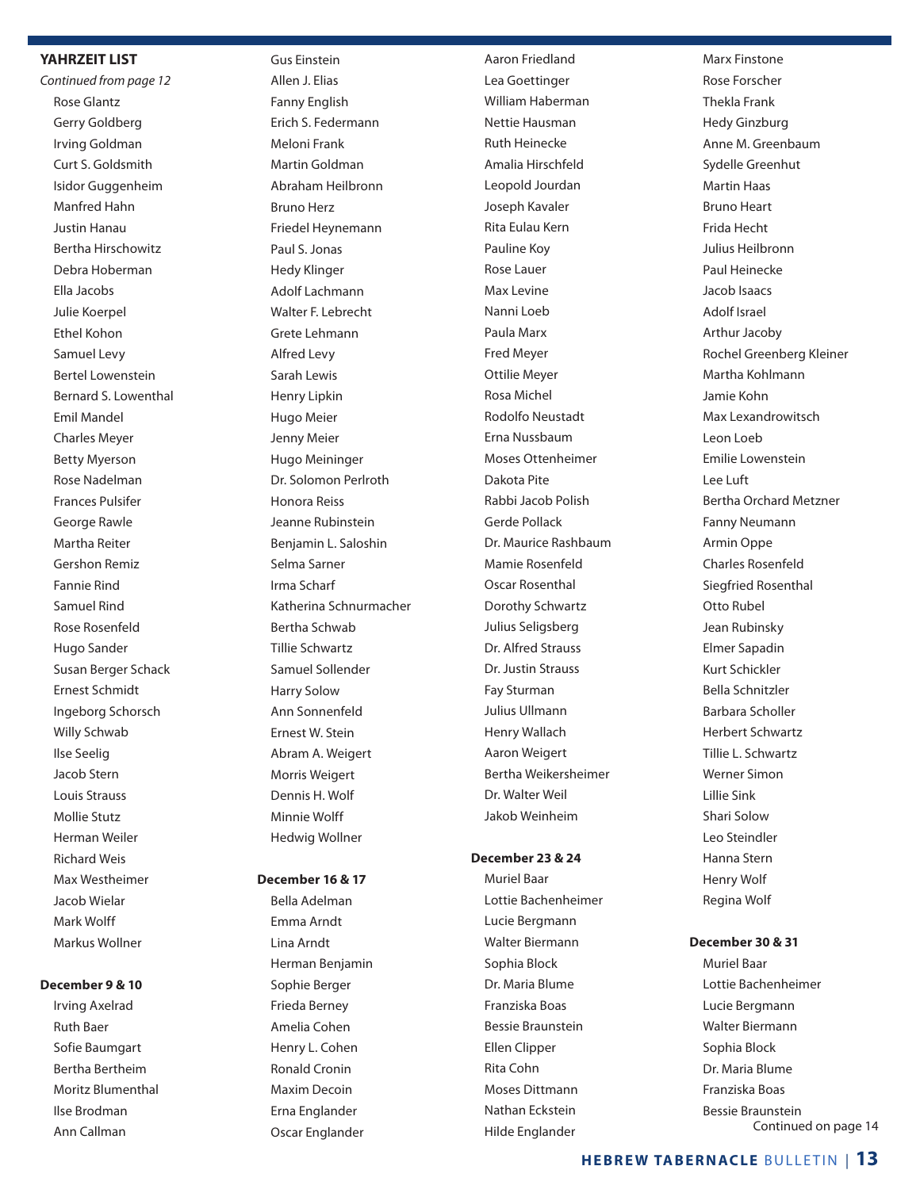## YAHRZEIT LIST

*Continued from page 12*

- Rose Glantz
- Gerry Goldberg
- Irving Goldman
- Curt S. Goldsmith
- Isidor Guggenheim
- Manfred Hahn
- Justin Hanau
- Bertha Hirschowitz
- Debra Hoberman
- Ella Jacobs
- Julie Koerpel
- Ethel Kohon
- Samuel Levy
- Bertel Lowenstein
- Bernard S. Lowenthal
- Emil Mandel
- Charles Meyer
- Betty Myerson
- Rose Nadelman
- Frances Pulsifer
- George Rawle
- Martha Reiter
- Gershon Remiz
- Fannie Rind
- Samuel Rind
- Rose Rosenfeld
- Hugo Sander
- Susan Berger Schack
- Ernest Schmidt
- Ingeborg Schorsch
- Willy Schwab
- Ilse Seelig
- Jacob Stern
- Louis Strauss
- Mollie Stutz
- Herman Weiler
- Richard Weis
- Max Westheimer
- Jacob Wielar
- Mark Wolff
- Markus Wollner

**December 9 & 10**

- Irving Axelrad
- Ruth Baer
- Sofie Baumgart
- Bertha Bertheim
- Moritz Blumenthal
- Ilse Brodman
- Ann Callman
- Gus Einstein
- Allen J. Elias
- Fanny English
- Erich S. Federmann
- Meloni Frank
- Martin Goldman
- Abraham Heilbronn
- Bruno Herz
- Friedel Heynemann
- Paul S. Jonas
- Hedy Klinger
- Adolf Lachmann
- Walter F. Lebrecht
- Grete Lehmann
- Alfred Levy
- Sarah Lewis
- Henry Lipkin
- Hugo Meier
- Jenny Meier
- Hugo Meininger
- Dr. Solomon Perlroth
- Honora Reiss
- Jeanne Rubinstein
- Benjamin L. Saloshin
- Selma Sarner
- Irma Scharf
- Katherina Schnurmacher
- Bertha Schwab
- Tillie Schwartz
- Samuel Sollender
- Harry Solow
- Ann Sonnenfeld
- Ernest W. Stein
- Abram A. Weigert
- Morris Weigert
- Dennis H. Wolf
- Minnie Wolff
- Hedwig Wollner

**December 16 & 17**

- Bella Adelman
- Emma Arndt
- Lina Arndt
- Herman Benjamin
- Sophie Berger
- Frieda Berney
- Amelia Cohen
- Henry L. Cohen
- Ronald Cronin
- Maxim Decoin
- Erna Englander
- Oscar Englander
- Aaron Friedland
- Lea Goettinger
- William Haberman
- Nettie Hausman
- Ruth Heinecke
- Amalia Hirschfeld
- Leopold Jourdan
- Joseph Kavaler
- Rita Eulau Kern
- Pauline Koy
- Rose Lauer
- Max Levine
- Nanni Loeb
- Paula Marx
- Fred Meyer
- Ottilie Meyer
- Rosa Michel
- Rodolfo Neustadt
- Erna Nussbaum
- Moses Ottenheimer
- Dakota Pite
- Rabbi Jacob Polish
- Gerde Pollack
- Dr. Maurice Rashbaum
- Mamie Rosenfeld
- Oscar Rosenthal
- Dorothy Schwartz
- Julius Seligsberg
- Dr. Alfred Strauss
- Dr. Justin Strauss
- Fay Sturman
- Julius Ullmann
- Henry Wallach
- Aaron Weigert
- Bertha Weikersheimer
- Dr. Walter Weil
- Jakob Weinheim

**December 23 & 24**

- Muriel Baar
- Lottie Bachenheimer
- Lucie Bergmann
- Walter Biermann
- Sophia Block
- Dr. Maria Blume
- Franziska Boas
- Bessie Braunstein
- Ellen Clipper
- Rita Cohn
- Moses Dittmann
- Nathan Eckstein
- Hilde Englander
- Marx Finstone
- Rose Forscher
- Thekla Frank
- Hedy Ginzburg
- Anne M. Greenbaum
- Sydelle Greenhut
- Martin Haas
- Bruno Heart
- Frida Hecht
- Julius Heilbronn
- Paul Heinecke
- Jacob Isaacs
- Adolf Israel
- Arthur Jacoby
- Rochel Greenberg Kleiner
- Martha Kohlmann
- Jamie Kohn
- Max Lexandrowitsch
- Leon Loeb
- Emilie Lowenstein
- Lee Luft
- Bertha Orchard Metzner
- Fanny Neumann
- Armin Oppe
- Charles Rosenfeld
- Siegfried Rosenthal
- Otto Rubel
- Jean Rubinsky
- Elmer Sapadin
- Kurt Schickler
- Bella Schnitzler
- Barbara Scholler
- Herbert Schwartz
- Tillie L. Schwartz
- Werner Simon
- Lillie Sink
- Shari Solow
- Leo Steindler
- Hanna Stern
- Henry Wolf
- Regina Wolf

**December 30 & 31**

- Muriel Baar
- Lottie Bachenheimer
- Lucie Bergmann
- Walter Biermann
- Sophia Block
- Dr. Maria Blume
- Franziska Boas
- Bessie Braunstein

Continued on page 14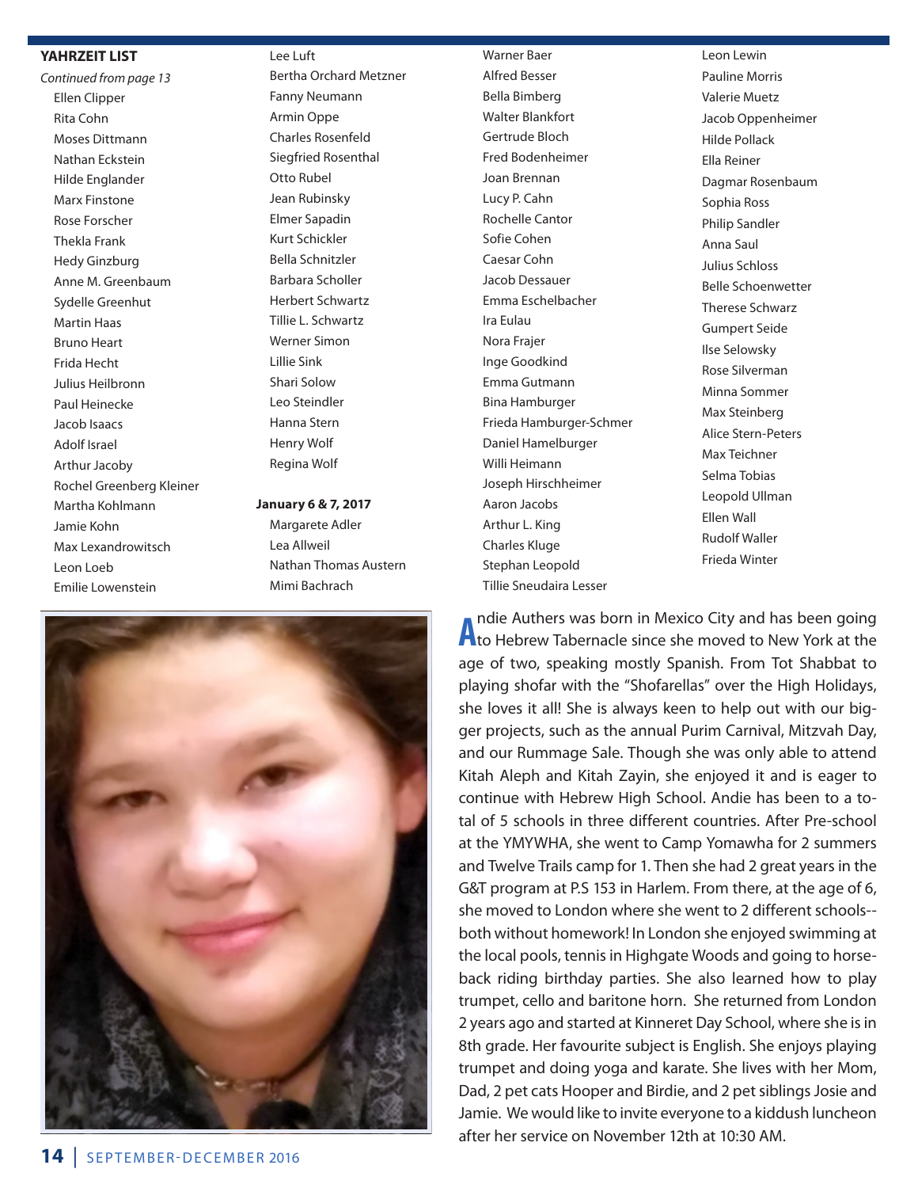## YAHRZEIT LIST

*Continued from page 13*

Ellen Clipper
Rita Cohn
Moses Dittmann
Nathan Eckstein
Hilde Englander
Marx Finstone
Rose Forscher
Thekla Frank
Hedy Ginzburg
Anne M. Greenbaum
Sydelle Greenhut
Martin Haas
Bruno Heart
Frida Hecht
Julius Heilbronn
Paul Heinecke
Jacob Isaacs
Adolf Israel
Arthur Jacoby
Rochel Greenberg Kleiner
Martha Kohlmann
Jamie Kohn
Max Lexandrowitsch
Leon Loeb
Emilie Lowenstein
Lee Luft
Bertha Orchard Metzner
Fanny Neumann
Armin Oppe
Charles Rosenfeld
Siegfried Rosenthal
Otto Rubel
Jean Rubinsky
Elmer Sapadin
Kurt Schickler
Bella Schnitzler
Barbara Scholler
Herbert Schwartz
Tillie L. Schwartz
Werner Simon
Lillie Sink
Shari Solow
Leo Steindler
Hanna Stern
Henry Wolf
Regina Wolf

**January 6 & 7, 2017**

Margarete Adler
Lea Allweil
Nathan Thomas Austern
Mimi Bachrach
Warner Baer
Alfred Besser
Bella Bimberg
Walter Blankfort
Gertrude Bloch
Fred Bodenheimer
Joan Brennan
Lucy P. Cahn
Rochelle Cantor
Sofie Cohen
Caesar Cohn
Jacob Dessauer
Emma Eschelbacher
Ira Eulau
Nora Frajer
Inge Goodkind
Emma Gutmann
Bina Hamburger
Frieda Hamburger-Schmer
Daniel Hamelburger
Willi Heimann
Joseph Hirschheimer
Aaron Jacobs
Arthur L. King
Charles Kluge
Stephan Leopold
Tillie Sneudaira Lesser
Leon Lewin
Pauline Morris
Valerie Muetz
Jacob Oppenheimer
Hilde Pollack
Ella Reiner
Dagmar Rosenbaum
Sophia Ross
Philip Sandler
Anna Saul
Julius Schloss
Belle Schoenwetter
Therese Schwarz
Gumpert Seide
Ilse Selowsky
Rose Silverman
Minna Sommer
Max Steinberg
Alice Stern-Peters
Max Teichner
Selma Tobias
Leopold Ullman
Ellen Wall
Rudolf Waller
Frieda Winter

Andie Authers was born in Mexico City and has been going to Hebrew Tabernacle since she moved to New York at the age of two, speaking mostly Spanish. From Tot Shabbat to playing shofar with the "Shofarellas" over the High Holidays, she loves it all! She is always keen to help out with our bigger projects, such as the annual Purim Carnival, Mitzvah Day, and our Rummage Sale. Though she was only able to attend Kitah Aleph and Kitah Zayin, she enjoyed it and is eager to continue with Hebrew High School. Andie has been to a total of 5 schools in three different countries. After Pre-school at the YMYWHA, she went to Camp Yomawha for 2 summers and Twelve Trails camp for 1. Then she had 2 great years in the G&T program at P.S 153 in Harlem. From there, at the age of 6, she moved to London where she went to 2 different schools--both without homework! In London she enjoyed swimming at the local pools, tennis in Highgate Woods and going to horseback riding birthday parties. She also learned how to play trumpet, cello and baritone horn. She returned from London 2 years ago and started at Kinneret Day School, where she is in 8th grade. Her favourite subject is English. She enjoys playing trumpet and doing yoga and karate. She lives with her Mom, Dad, 2 pet cats Hooper and Birdie, and 2 pet siblings Josie and Jamie. We would like to invite everyone to a kiddush luncheon after her service on November 12th at 10:30 AM.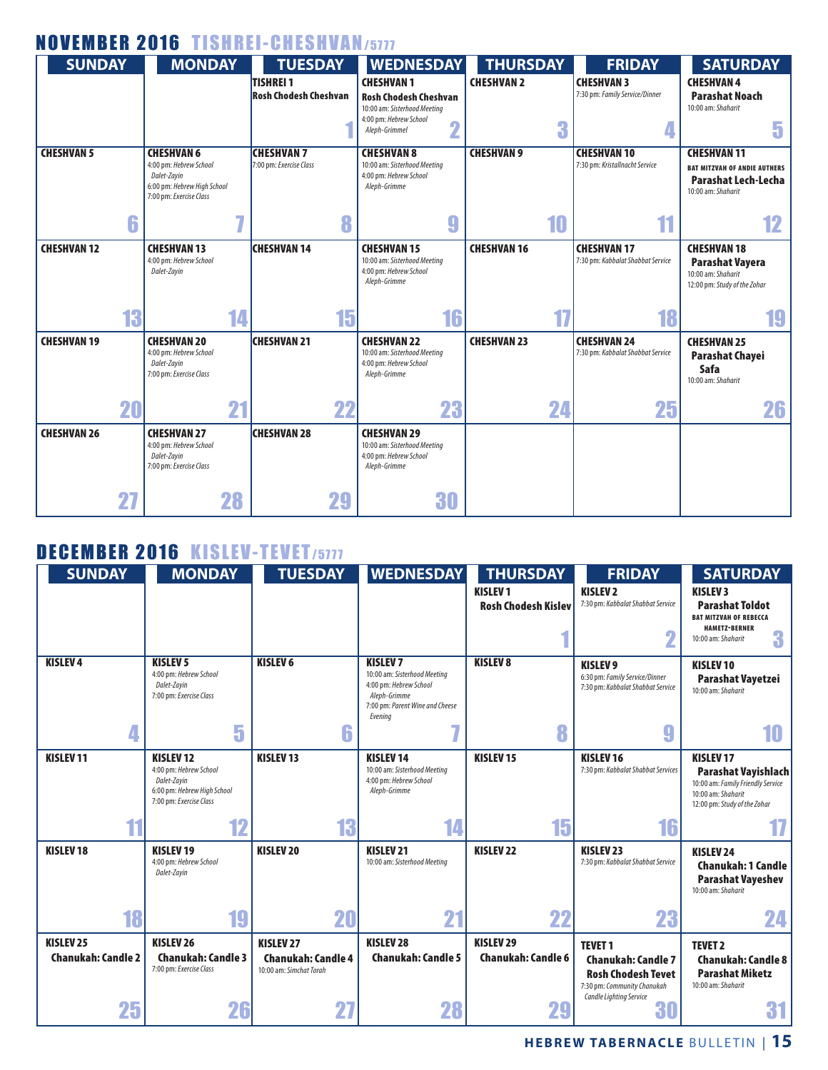## NOVEMBER 2016 TISHREI-CHESHVAN/5777

| SUNDAY | MONDAY | TUESDAY | WEDNESDAY | THURSDAY | FRIDAY | SATURDAY |
|---|---|---|---|---|---|---|
| | | **TISHREI 1** **Rosh Chodesh Cheshvan** 1 | **CHESHVAN 1** **Rosh Chodesh Cheshvan** 10:00 am: *Sisterhood Meeting* 4:00 pm: *Hebrew School Aleph-Grimmel* 2 | **CHESHVAN 2** 3 | **CHESHVAN 3** 7:30 pm: *Family Service/Dinner* 4 | **CHESHVAN 4** **Parashat Noach** 10:00 am: *Shaharit* 5 |
| **CHESHVAN 5** 6 | **CHESHVAN 6** 4:00 pm: *Hebrew School Dalet-Zayin* 6:00 pm: *Hebrew High School* 7:00 pm: *Exercise Class* 7 | **CHESHVAN 7** 7:00 pm: *Exercise Class* 8 | **CHESHVAN 8** 10:00 am: *Sisterhood Meeting* 4:00 pm: *Hebrew School Aleph-Grimme* 9 | **CHESHVAN 9** 10 | **CHESHVAN 10** 7:30 pm: *Kristallnacht Service* 11 | **CHESHVAN 11** **BAT MITZVAH OF ANDIE AUTHERS** **Parashat Lech-Lecha** 10:00 am: *Shaharit* 12 |
| **CHESHVAN 12** 13 | **CHESHVAN 13** 4:00 pm: *Hebrew School Dalet-Zayin* 14 | **CHESHVAN 14** 15 | **CHESHVAN 15** 10:00 am: *Sisterhood Meeting* 4:00 pm: *Hebrew School Aleph-Grimme* 16 | **CHESHVAN 16** 17 | **CHESHVAN 17** 7:30 pm: *Kabbalat Shabbat Service* 18 | **CHESHVAN 18** **Parashat Vayera** 10:00 am: *Shaharit* 12:00 pm: *Study of the Zohar* 19 |
| **CHESHVAN 19** 20 | **CHESHVAN 20** 4:00 pm: *Hebrew School Dalet-Zayin* 7:00 pm: *Exercise Class* 21 | **CHESHVAN 21** 22 | **CHESHVAN 22** 10:00 am: *Sisterhood Meeting* 4:00 pm: *Hebrew School Aleph-Grimme* 23 | **CHESHVAN 23** 24 | **CHESHVAN 24** 7:30 pm: *Kabbalat Shabbat Service* 25 | **CHESHVAN 25** **Parashat Chayei Safa** 10:00 am: *Shaharit* 26 |
| **CHESHVAN 26** 27 | **CHESHVAN 27** 4:00 pm: *Hebrew School Dalet-Zayin* 7:00 pm: *Exercise Class* 28 | **CHESHVAN 28** 29 | **CHESHVAN 29** 10:00 am: *Sisterhood Meeting* 4:00 pm: *Hebrew School Aleph-Grimme* 30 | | | |

## DECEMBER 2016 KISLEV-TEVET/5777

| SUNDAY | MONDAY | TUESDAY | WEDNESDAY | THURSDAY | FRIDAY | SATURDAY |
|---|---|---|---|---|---|---|
| | | | | **KISLEV 1** **Rosh Chodesh Kislev** 1 | **KISLEV 2** 7:30 pm: *Kabbalat Shabbat Service* 2 | **KISLEV 3** **Parashat Toldot** **BAT MITZVAH OF REBECCA HAMETZ-BERNER** 10:00 am: *Shaharit* 3 |
| **KISLEV 4** 4 | **KISLEV 5** 4:00 pm: *Hebrew School Dalet-Zayin* 7:00 pm: *Exercise Class* 5 | **KISLEV 6** 6 | **KISLEV 7** 10:00 am: *Sisterhood Meeting* 4:00 pm: *Hebrew School Aleph-Grimme* 7:00 pm: *Parent Wine and Cheese Evening* 7 | **KISLEV 8** 8 | **KISLEV 9** 6:30 pm: *Family Service/Dinner* 7:30 pm: *Kabbalat Shabbat Service* 9 | **KISLEV 10** **Parashat Vayetzei** 10:00 am: *Shaharit* 10 |
| **KISLEV 11** 11 | **KISLEV 12** 4:00 pm: *Hebrew School Dalet-Zayin* 6:00 pm: *Hebrew High School* 7:00 pm: *Exercise Class* 12 | **KISLEV 13** 13 | **KISLEV 14** 10:00 am: *Sisterhood Meeting* 4:00 pm: *Hebrew School Aleph-Grimme* 14 | **KISLEV 15** 15 | **KISLEV 16** 7:30 pm: *Kabbalat Shabbat Services* 16 | **KISLEV 17** **Parashat Vayishlach** 10:00 am: *Family Friendly Service* 10:00 am: *Shaharit* 12:00 pm: *Study of the Zohar* 17 |
| **KISLEV 18** 18 | **KISLEV 19** 4:00 pm: *Hebrew School Dalet-Zayin* 19 | **KISLEV 20** 20 | **KISLEV 21** 10:00 am: *Sisterhood Meeting* 21 | **KISLEV 22** 22 | **KISLEV 23** 7:30 pm: *Kabbalat Shabbat Service* 23 | **KISLEV 24** **Chanukah: 1 Candle** **Parashat Vayeshev** 10:00 am: *Shaharit* 24 |
| **KISLEV 25** **Chanukah: Candle 2** 25 | **KISLEV 26** **Chanukah: Candle 3** 7:00 pm: *Exercise Class* 26 | **KISLEV 27** **Chanukah: Candle 4** 10:00 am: *Simchat Torah* 27 | **KISLEV 28** **Chanukah: Candle 5** 28 | **KISLEV 29** **Chanukah: Candle 6** 29 | **TEVET 1** **Chanukah: Candle 7** **Rosh Chodesh Tevet** 7:30 pm: *Community Chanukah Candle Lighting Service* 30 | **TEVET 2** **Chanukah: Candle 8** **Parashat Miketz** 10:00 am: *Shaharit* 31 |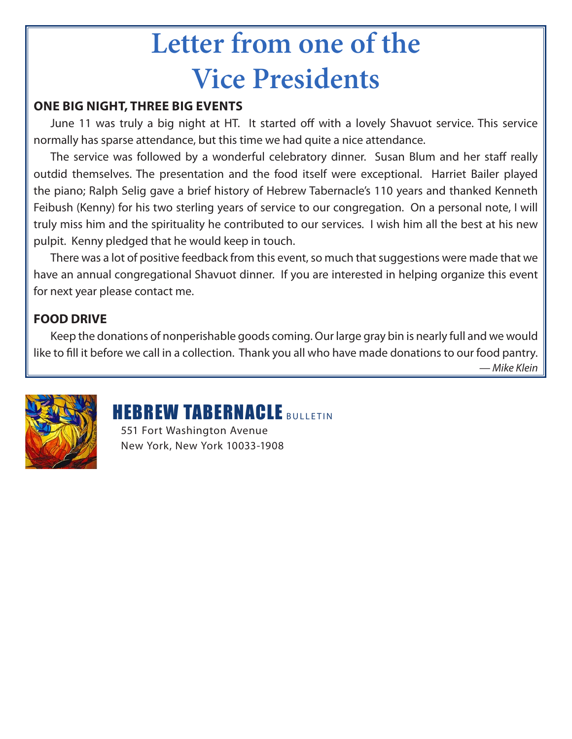# Letter from one of the Vice Presidents

**ONE BIG NIGHT, THREE BIG EVENTS**

June 11 was truly a big night at HT. It started off with a lovely Shavuot service. This service normally has sparse attendance, but this time we had quite a nice attendance.

The service was followed by a wonderful celebratory dinner. Susan Blum and her staff really outdid themselves. The presentation and the food itself were exceptional. Harriet Bailer played the piano; Ralph Selig gave a brief history of Hebrew Tabernacle's 110 years and thanked Kenneth Feibush (Kenny) for his two sterling years of service to our congregation. On a personal note, I will truly miss him and the spirituality he contributed to our services. I wish him all the best at his new pulpit. Kenny pledged that he would keep in touch.

There was a lot of positive feedback from this event, so much that suggestions were made that we have an annual congregational Shavuot dinner. If you are interested in helping organize this event for next year please contact me.

**FOOD DRIVE**

Keep the donations of nonperishable goods coming. Our large gray bin is nearly full and we would like to fill it before we call in a collection. Thank you all who have made donations to our food pantry.

*— Mike Klein*

**HEBREW TABERNACLE** BULLETIN

551 Fort Washington Avenue
New York, New York 10033-1908